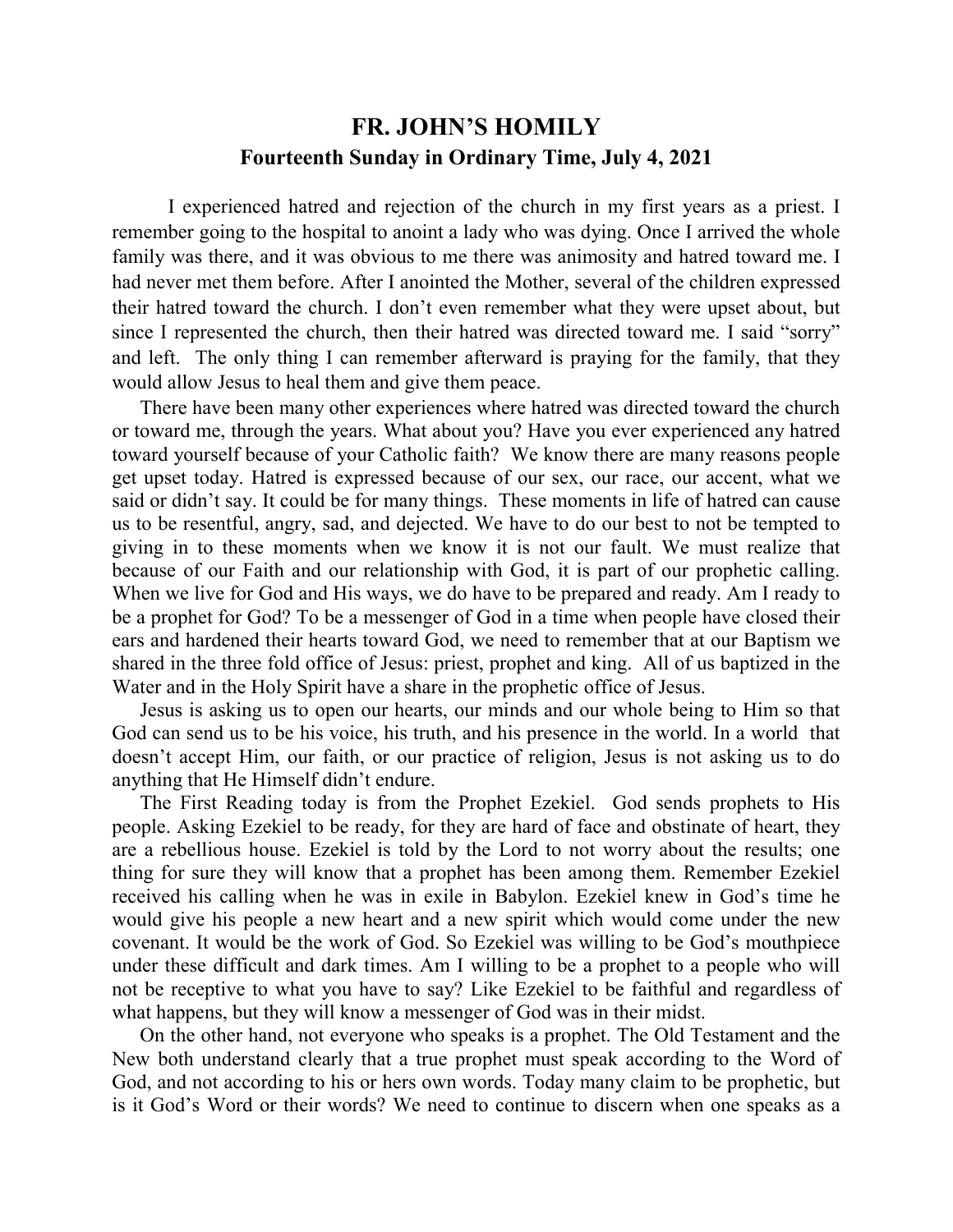# FR. JOHN'S HOMILY

## Fourteenth Sunday in Ordinary Time, July 4, 2021

I experienced hatred and rejection of the church in my first years as a priest. I remember going to the hospital to anoint a lady who was dying. Once I arrived the whole family was there, and it was obvious to me there was animosity and hatred toward me. I had never met them before. After I anointed the Mother, several of the children expressed their hatred toward the church. I don't even remember what they were upset about, but since I represented the church, then their hatred was directed toward me. I said "sorry" and left. The only thing I can remember afterward is praying for the family, that they would allow Jesus to heal them and give them peace.

There have been many other experiences where hatred was directed toward the church or toward me, through the years. What about you? Have you ever experienced any hatred toward yourself because of your Catholic faith? We know there are many reasons people get upset today. Hatred is expressed because of our sex, our race, our accent, what we said or didn't say. It could be for many things. These moments in life of hatred can cause us to be resentful, angry, sad, and dejected. We have to do our best to not be tempted to giving in to these moments when we know it is not our fault. We must realize that because of our Faith and our relationship with God, it is part of our prophetic calling. When we live for God and His ways, we do have to be prepared and ready. Am I ready to be a prophet for God? To be a messenger of God in a time when people have closed their ears and hardened their hearts toward God, we need to remember that at our Baptism we shared in the three fold office of Jesus: priest, prophet and king. All of us baptized in the Water and in the Holy Spirit have a share in the prophetic office of Jesus.

Jesus is asking us to open our hearts, our minds and our whole being to Him so that God can send us to be his voice, his truth, and his presence in the world. In a world that doesn't accept Him, our faith, or our practice of religion, Jesus is not asking us to do anything that He Himself didn't endure.

The First Reading today is from the Prophet Ezekiel. God sends prophets to His people. Asking Ezekiel to be ready, for they are hard of face and obstinate of heart, they are a rebellious house. Ezekiel is told by the Lord to not worry about the results; one thing for sure they will know that a prophet has been among them. Remember Ezekiel received his calling when he was in exile in Babylon. Ezekiel knew in God's time he would give his people a new heart and a new spirit which would come under the new covenant. It would be the work of God. So Ezekiel was willing to be God's mouthpiece under these difficult and dark times. Am I willing to be a prophet to a people who will not be receptive to what you have to say? Like Ezekiel to be faithful and regardless of what happens, but they will know a messenger of God was in their midst.

On the other hand, not everyone who speaks is a prophet. The Old Testament and the New both understand clearly that a true prophet must speak according to the Word of God, and not according to his or hers own words. Today many claim to be prophetic, but is it God's Word or their words? We need to continue to discern when one speaks as a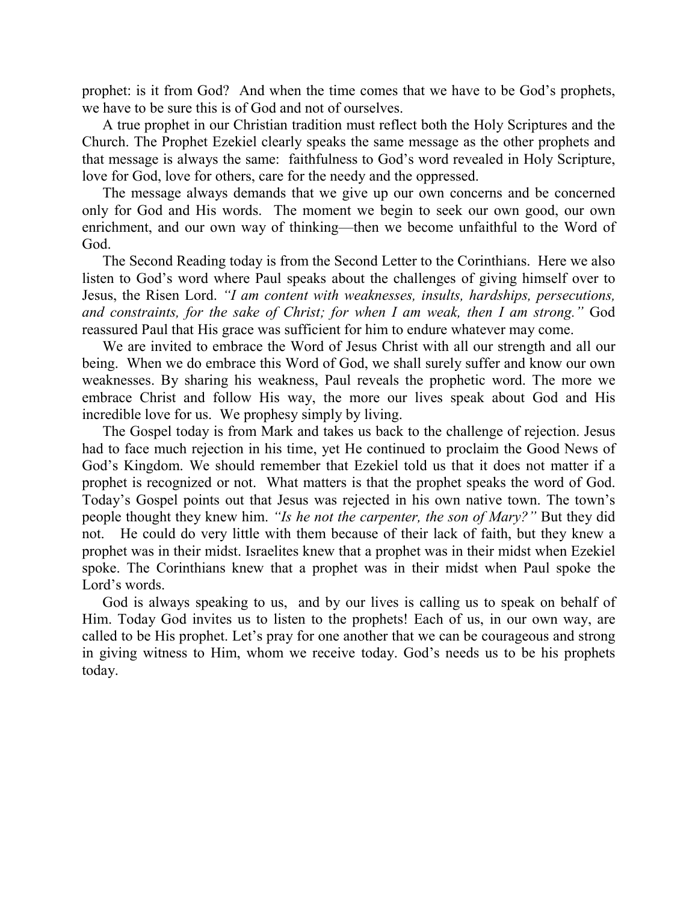prophet: is it from God? And when the time comes that we have to be God's prophets, we have to be sure this is of God and not of ourselves.

A true prophet in our Christian tradition must reflect both the Holy Scriptures and the Church. The Prophet Ezekiel clearly speaks the same message as the other prophets and that message is always the same: faithfulness to God's word revealed in Holy Scripture, love for God, love for others, care for the needy and the oppressed.

The message always demands that we give up our own concerns and be concerned only for God and His words. The moment we begin to seek our own good, our own enrichment, and our own way of thinking—then we become unfaithful to the Word of God.

The Second Reading today is from the Second Letter to the Corinthians. Here we also listen to God's word where Paul speaks about the challenges of giving himself over to Jesus, the Risen Lord. *"I am content with weaknesses, insults, hardships, persecutions, and constraints, for the sake of Christ; for when I am weak, then I am strong."* God reassured Paul that His grace was sufficient for him to endure whatever may come.

We are invited to embrace the Word of Jesus Christ with all our strength and all our being. When we do embrace this Word of God, we shall surely suffer and know our own weaknesses. By sharing his weakness, Paul reveals the prophetic word. The more we embrace Christ and follow His way, the more our lives speak about God and His incredible love for us. We prophesy simply by living.

The Gospel today is from Mark and takes us back to the challenge of rejection. Jesus had to face much rejection in his time, yet He continued to proclaim the Good News of God's Kingdom. We should remember that Ezekiel told us that it does not matter if a prophet is recognized or not. What matters is that the prophet speaks the word of God. Today's Gospel points out that Jesus was rejected in his own native town. The town's people thought they knew him. *"Is he not the carpenter, the son of Mary?"* But they did not. He could do very little with them because of their lack of faith, but they knew a prophet was in their midst. Israelites knew that a prophet was in their midst when Ezekiel spoke. The Corinthians knew that a prophet was in their midst when Paul spoke the Lord's words.

God is always speaking to us, and by our lives is calling us to speak on behalf of Him. Today God invites us to listen to the prophets! Each of us, in our own way, are called to be His prophet. Let's pray for one another that we can be courageous and strong in giving witness to Him, whom we receive today. God's needs us to be his prophets today.